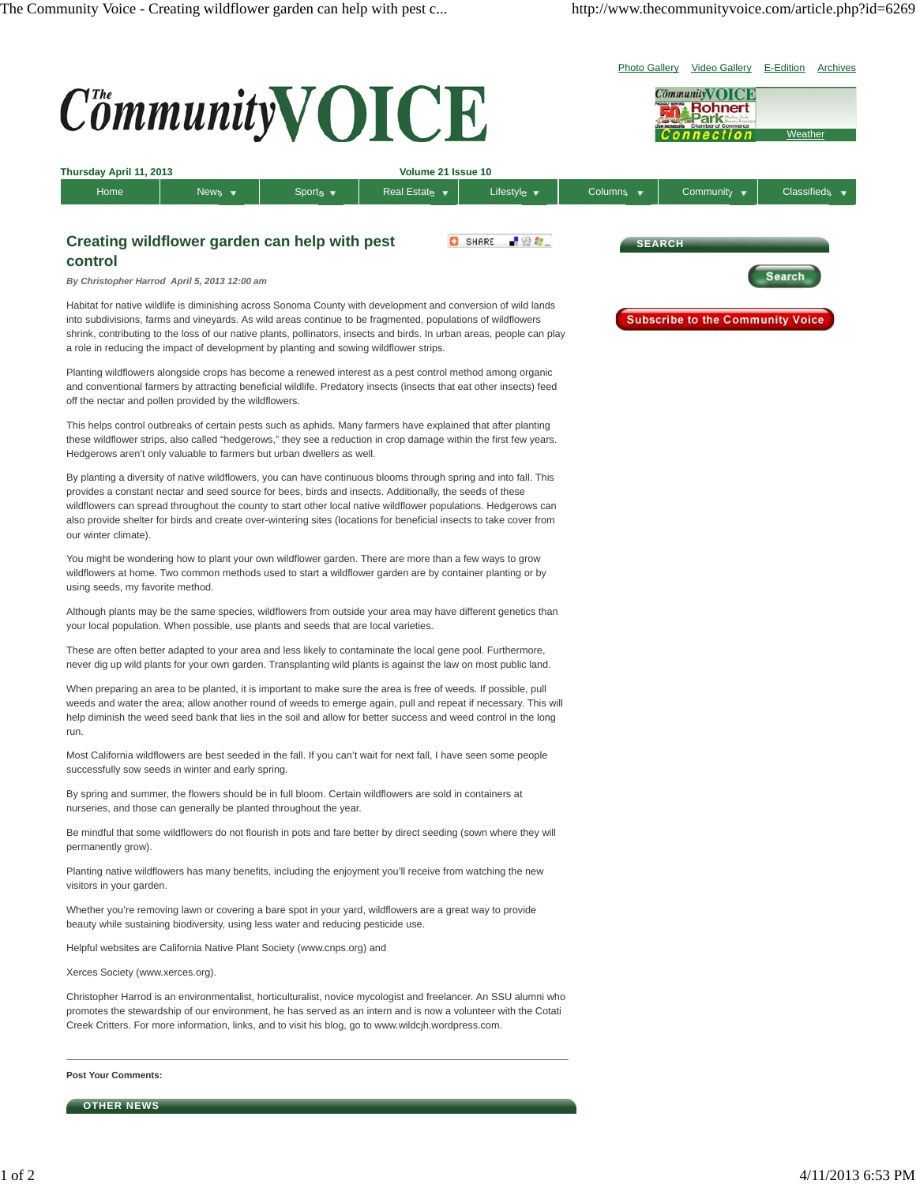Photo Gallery Video Gallery E-Edition Archives

# The Community VOICE

Weather

**Thursday April 11, 2013** **Volume 21 Issue 10**

Home | News | Sports | Real Estate | Lifestyle | Columns | Community | Classifieds

## Creating wildflower garden can help with pest control

*By Christopher Harrod April 5, 2013 12:00 am*

Habitat for native wildlife is diminishing across Sonoma County with development and conversion of wild lands into subdivisions, farms and vineyards. As wild areas continue to be fragmented, populations of wildflowers shrink, contributing to the loss of our native plants, pollinators, insects and birds. In urban areas, people can play a role in reducing the impact of development by planting and sowing wildflower strips.

Planting wildflowers alongside crops has become a renewed interest as a pest control method among organic and conventional farmers by attracting beneficial wildlife. Predatory insects (insects that eat other insects) feed off the nectar and pollen provided by the wildflowers.

This helps control outbreaks of certain pests such as aphids. Many farmers have explained that after planting these wildflower strips, also called "hedgerows," they see a reduction in crop damage within the first few years. Hedgerows aren't only valuable to farmers but urban dwellers as well.

By planting a diversity of native wildflowers, you can have continuous blooms through spring and into fall. This provides a constant nectar and seed source for bees, birds and insects. Additionally, the seeds of these wildflowers can spread throughout the county to start other local native wildflower populations. Hedgerows can also provide shelter for birds and create over-wintering sites (locations for beneficial insects to take cover from our winter climate).

You might be wondering how to plant your own wildflower garden. There are more than a few ways to grow wildflowers at home. Two common methods used to start a wildflower garden are by container planting or by using seeds, my favorite method.

Although plants may be the same species, wildflowers from outside your area may have different genetics than your local population. When possible, use plants and seeds that are local varieties.

These are often better adapted to your area and less likely to contaminate the local gene pool. Furthermore, never dig up wild plants for your own garden. Transplanting wild plants is against the law on most public land.

When preparing an area to be planted, it is important to make sure the area is free of weeds. If possible, pull weeds and water the area; allow another round of weeds to emerge again, pull and repeat if necessary. This will help diminish the weed seed bank that lies in the soil and allow for better success and weed control in the long run.

Most California wildflowers are best seeded in the fall. If you can't wait for next fall, I have seen some people successfully sow seeds in winter and early spring.

By spring and summer, the flowers should be in full bloom. Certain wildflowers are sold in containers at nurseries, and those can generally be planted throughout the year.

Be mindful that some wildflowers do not flourish in pots and fare better by direct seeding (sown where they will permanently grow).

Planting native wildflowers has many benefits, including the enjoyment you'll receive from watching the new visitors in your garden.

Whether you're removing lawn or covering a bare spot in your yard, wildflowers are a great way to provide beauty while sustaining biodiversity, using less water and reducing pesticide use.

Helpful websites are California Native Plant Society (www.cnps.org) and

Xerces Society (www.xerces.org).

Christopher Harrod is an environmentalist, horticulturalist, novice mycologist and freelancer. An SSU alumni who promotes the stewardship of our environment, he has served as an intern and is now a volunteer with the Cotati Creek Critters. For more information, links, and to visit his blog, go to www.wildcjh.wordpress.com.

---

**Post Your Comments:**

**OTHER NEWS**

**SEARCH**

Search

Subscribe to the Community Voice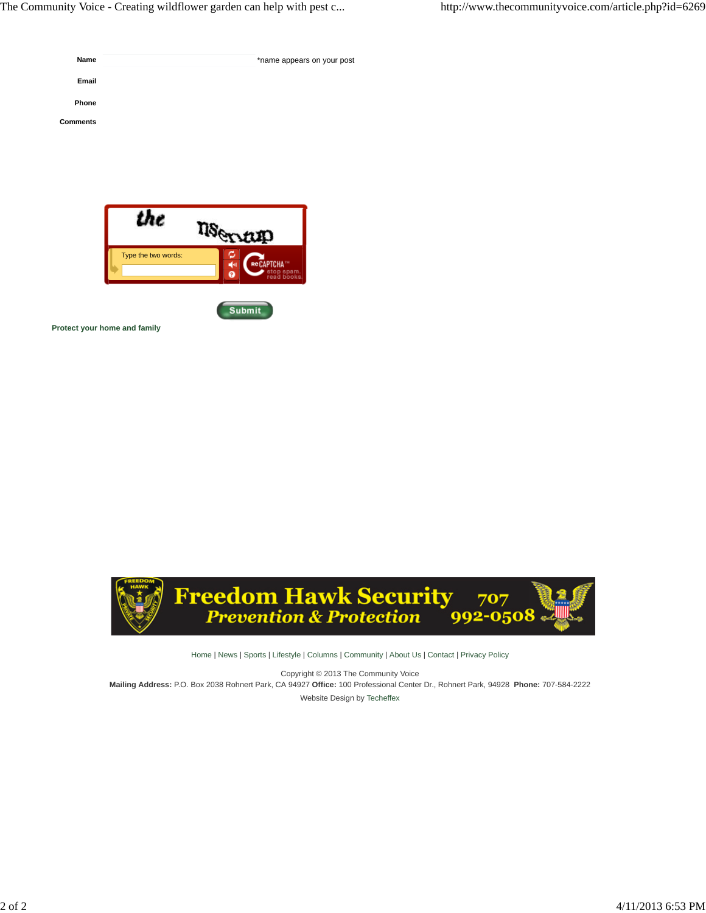Name *name appears on your post

Email

Phone

Comments

Type the two words:

Submit

**Protect your home and family**

Freedom Hawk Security 707
Prevention & Protection 992-0508

Home | News | Sports | Lifestyle | Columns | Community | About Us | Contact | Privacy Policy

Copyright © 2013 The Community Voice

**Mailing Address:** P.O. Box 2038 Rohnert Park, CA 94927 **Office:** 100 Professional Center Dr., Rohnert Park, 94928 **Phone:** 707-584-2222

Website Design by Techeffex